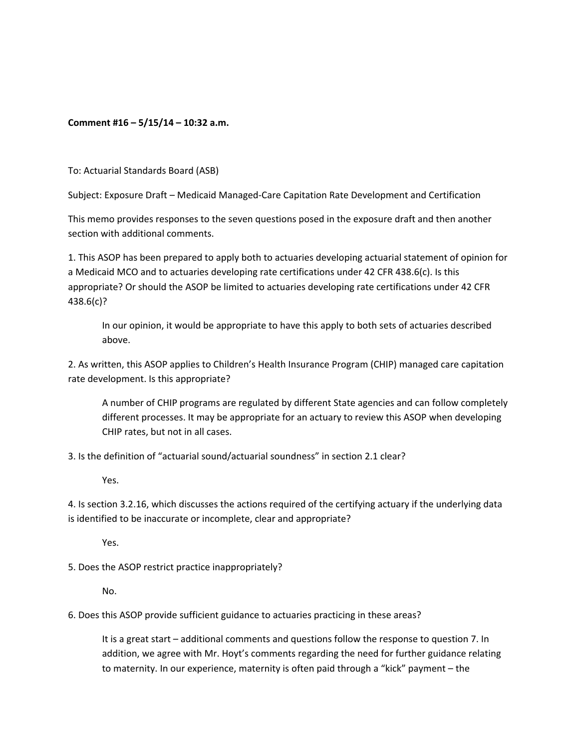**Comment #16 – 5/15/14 – 10:32 a.m.**

To: Actuarial Standards Board (ASB)

Subject: Exposure Draft – Medicaid Managed-Care Capitation Rate Development and Certification

This memo provides responses to the seven questions posed in the exposure draft and then another section with additional comments.

1. This ASOP has been prepared to apply both to actuaries developing actuarial statement of opinion for a Medicaid MCO and to actuaries developing rate certifications under 42 CFR 438.6(c). Is this appropriate? Or should the ASOP be limited to actuaries developing rate certifications under 42 CFR 438.6(c)?

    In our opinion, it would be appropriate to have this apply to both sets of actuaries described above.

2. As written, this ASOP applies to Children's Health Insurance Program (CHIP) managed care capitation rate development. Is this appropriate?

    A number of CHIP programs are regulated by different State agencies and can follow completely different processes. It may be appropriate for an actuary to review this ASOP when developing CHIP rates, but not in all cases.

3. Is the definition of "actuarial sound/actuarial soundness" in section 2.1 clear?

    Yes.

4. Is section 3.2.16, which discusses the actions required of the certifying actuary if the underlying data is identified to be inaccurate or incomplete, clear and appropriate?

    Yes.

5. Does the ASOP restrict practice inappropriately?

    No.

6. Does this ASOP provide sufficient guidance to actuaries practicing in these areas?

    It is a great start – additional comments and questions follow the response to question 7. In addition, we agree with Mr. Hoyt's comments regarding the need for further guidance relating to maternity. In our experience, maternity is often paid through a "kick" payment – the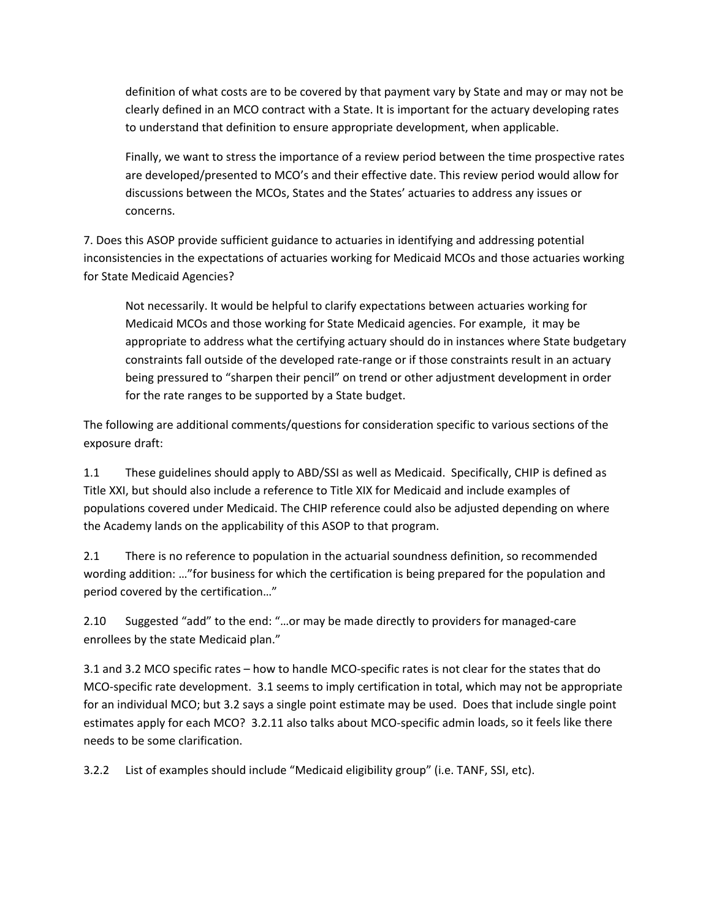definition of what costs are to be covered by that payment vary by State and may or may not be clearly defined in an MCO contract with a State. It is important for the actuary developing rates to understand that definition to ensure appropriate development, when applicable.

Finally, we want to stress the importance of a review period between the time prospective rates are developed/presented to MCO's and their effective date. This review period would allow for discussions between the MCOs, States and the States' actuaries to address any issues or concerns.

7. Does this ASOP provide sufficient guidance to actuaries in identifying and addressing potential inconsistencies in the expectations of actuaries working for Medicaid MCOs and those actuaries working for State Medicaid Agencies?

Not necessarily. It would be helpful to clarify expectations between actuaries working for Medicaid MCOs and those working for State Medicaid agencies. For example, it may be appropriate to address what the certifying actuary should do in instances where State budgetary constraints fall outside of the developed rate-range or if those constraints result in an actuary being pressured to "sharpen their pencil" on trend or other adjustment development in order for the rate ranges to be supported by a State budget.

The following are additional comments/questions for consideration specific to various sections of the exposure draft:

1.1 These guidelines should apply to ABD/SSI as well as Medicaid. Specifically, CHIP is defined as Title XXI, but should also include a reference to Title XIX for Medicaid and include examples of populations covered under Medicaid. The CHIP reference could also be adjusted depending on where the Academy lands on the applicability of this ASOP to that program.

2.1 There is no reference to population in the actuarial soundness definition, so recommended wording addition: …"for business for which the certification is being prepared for the population and period covered by the certification…"

2.10 Suggested "add" to the end: "…or may be made directly to providers for managed-care enrollees by the state Medicaid plan."

3.1 and 3.2 MCO specific rates – how to handle MCO-specific rates is not clear for the states that do MCO-specific rate development. 3.1 seems to imply certification in total, which may not be appropriate for an individual MCO; but 3.2 says a single point estimate may be used. Does that include single point estimates apply for each MCO? 3.2.11 also talks about MCO-specific admin loads, so it feels like there needs to be some clarification.

3.2.2 List of examples should include "Medicaid eligibility group" (i.e. TANF, SSI, etc).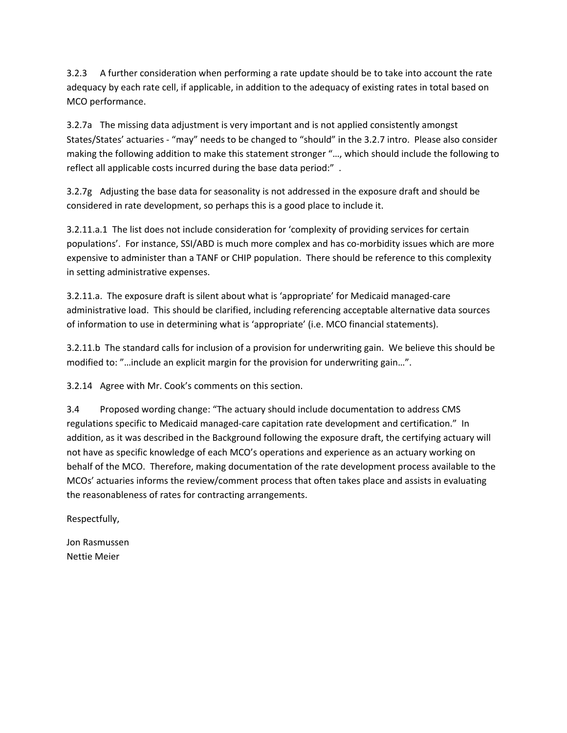3.2.3 A further consideration when performing a rate update should be to take into account the rate adequacy by each rate cell, if applicable, in addition to the adequacy of existing rates in total based on MCO performance.

3.2.7a The missing data adjustment is very important and is not applied consistently amongst States/States' actuaries - "may" needs to be changed to "should" in the 3.2.7 intro. Please also consider making the following addition to make this statement stronger "…, which should include the following to reflect all applicable costs incurred during the base data period:" .

3.2.7g Adjusting the base data for seasonality is not addressed in the exposure draft and should be considered in rate development, so perhaps this is a good place to include it.

3.2.11.a.1 The list does not include consideration for 'complexity of providing services for certain populations'. For instance, SSI/ABD is much more complex and has co-morbidity issues which are more expensive to administer than a TANF or CHIP population. There should be reference to this complexity in setting administrative expenses.

3.2.11.a. The exposure draft is silent about what is 'appropriate' for Medicaid managed-care administrative load. This should be clarified, including referencing acceptable alternative data sources of information to use in determining what is 'appropriate' (i.e. MCO financial statements).

3.2.11.b The standard calls for inclusion of a provision for underwriting gain. We believe this should be modified to: "…include an explicit margin for the provision for underwriting gain…".

3.2.14 Agree with Mr. Cook's comments on this section.

3.4 Proposed wording change: "The actuary should include documentation to address CMS regulations specific to Medicaid managed-care capitation rate development and certification." In addition, as it was described in the Background following the exposure draft, the certifying actuary will not have as specific knowledge of each MCO's operations and experience as an actuary working on behalf of the MCO. Therefore, making documentation of the rate development process available to the MCOs' actuaries informs the review/comment process that often takes place and assists in evaluating the reasonableness of rates for contracting arrangements.

Respectfully,

Jon Rasmussen
Nettie Meier